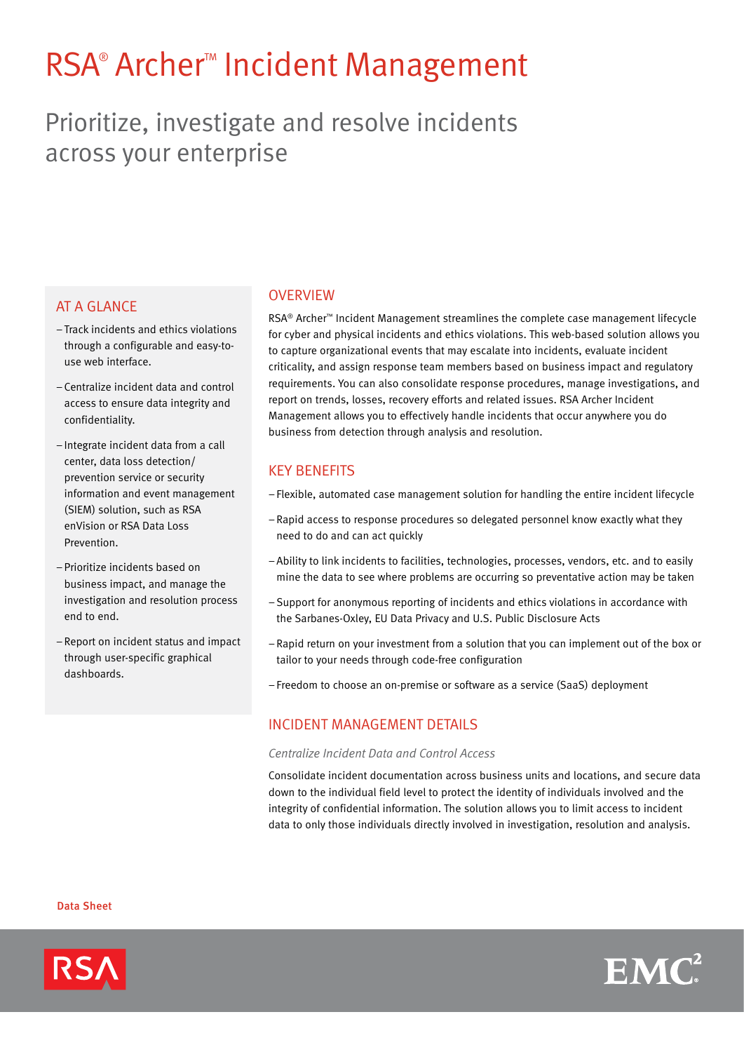# RSA® Archer™ Incident Management

## Prioritize, investigate and resolve incidents across your enterprise

### AT A GLANCE

- Track incidents and ethics violations through a configurable and easy-to-use web interface.
- Centralize incident data and control access to ensure data integrity and confidentiality.
- Integrate incident data from a call center, data loss detection/ prevention service or security information and event management (SIEM) solution, such as RSA enVision or RSA Data Loss Prevention.
- Prioritize incidents based on business impact, and manage the investigation and resolution process end to end.
- Report on incident status and impact through user-specific graphical dashboards.

### OVERVIEW

RSA® Archer™ Incident Management streamlines the complete case management lifecycle for cyber and physical incidents and ethics violations. This web-based solution allows you to capture organizational events that may escalate into incidents, evaluate incident criticality, and assign response team members based on business impact and regulatory requirements. You can also consolidate response procedures, manage investigations, and report on trends, losses, recovery efforts and related issues. RSA Archer Incident Management allows you to effectively handle incidents that occur anywhere you do business from detection through analysis and resolution.

### KEY BENEFITS

- Flexible, automated case management solution for handling the entire incident lifecycle
- Rapid access to response procedures so delegated personnel know exactly what they need to do and can act quickly
- Ability to link incidents to facilities, technologies, processes, vendors, etc. and to easily mine the data to see where problems are occurring so preventative action may be taken
- Support for anonymous reporting of incidents and ethics violations in accordance with the Sarbanes-Oxley, EU Data Privacy and U.S. Public Disclosure Acts
- Rapid return on your investment from a solution that you can implement out of the box or tailor to your needs through code-free configuration
- Freedom to choose an on-premise or software as a service (SaaS) deployment

### INCIDENT MANAGEMENT DETAILS

*Centralize Incident Data and Control Access*

Consolidate incident documentation across business units and locations, and secure data down to the individual field level to protect the identity of individuals involved and the integrity of confidential information. The solution allows you to limit access to incident data to only those individuals directly involved in investigation, resolution and analysis.

Data Sheet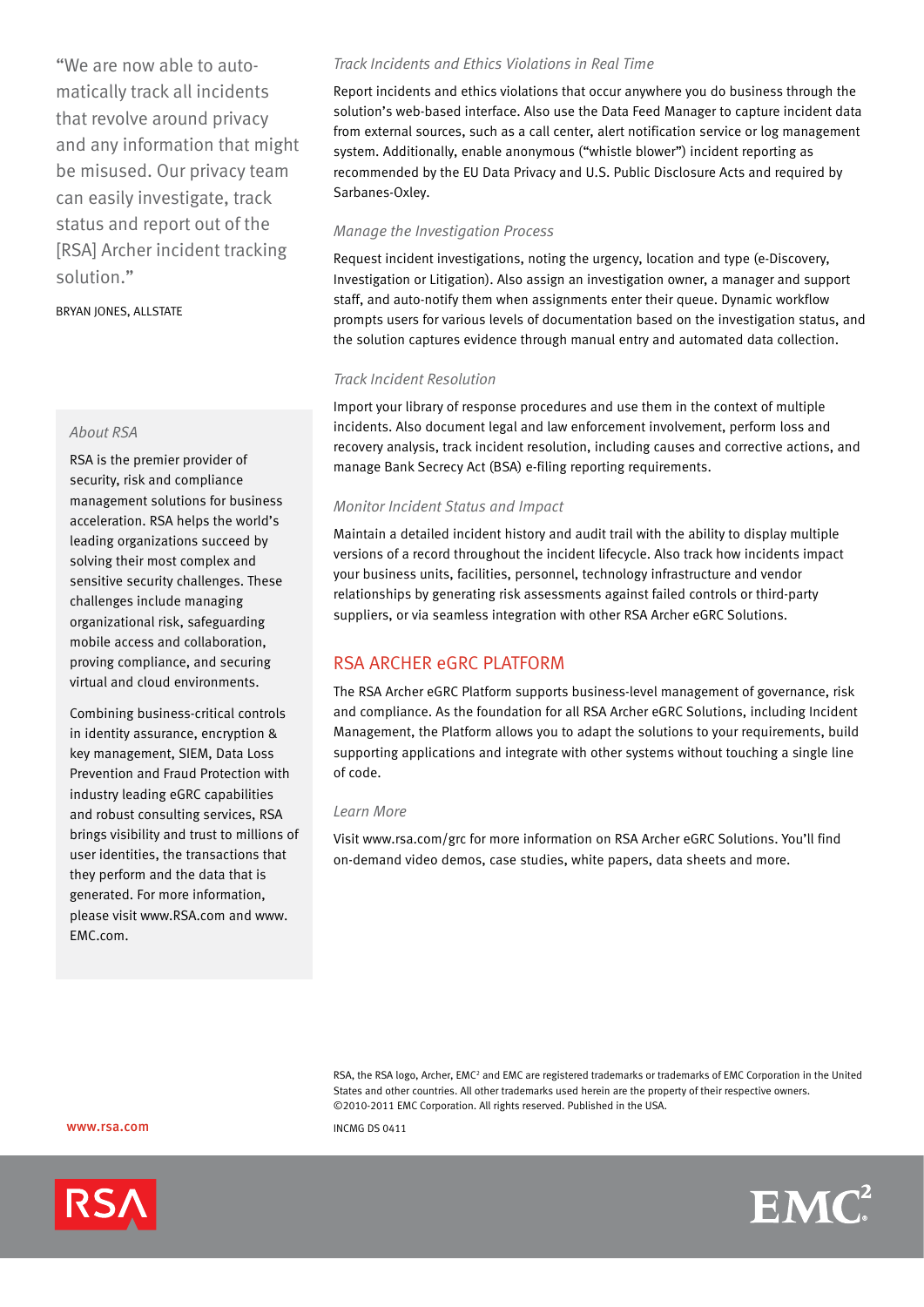"We are now able to automatically track all incidents that revolve around privacy and any information that might be misused. Our privacy team can easily investigate, track status and report out of the [RSA] Archer incident tracking solution."

BRYAN JONES, ALLSTATE

### *Track Incidents and Ethics Violations in Real Time*

Report incidents and ethics violations that occur anywhere you do business through the solution's web-based interface. Also use the Data Feed Manager to capture incident data from external sources, such as a call center, alert notification service or log management system. Additionally, enable anonymous ("whistle blower") incident reporting as recommended by the EU Data Privacy and U.S. Public Disclosure Acts and required by Sarbanes-Oxley.

### *Manage the Investigation Process*

Request incident investigations, noting the urgency, location and type (e-Discovery, Investigation or Litigation). Also assign an investigation owner, a manager and support staff, and auto-notify them when assignments enter their queue. Dynamic workflow prompts users for various levels of documentation based on the investigation status, and the solution captures evidence through manual entry and automated data collection.

### *Track Incident Resolution*

Import your library of response procedures and use them in the context of multiple incidents. Also document legal and law enforcement involvement, perform loss and recovery analysis, track incident resolution, including causes and corrective actions, and manage Bank Secrecy Act (BSA) e-filing reporting requirements.

### *Monitor Incident Status and Impact*

Maintain a detailed incident history and audit trail with the ability to display multiple versions of a record throughout the incident lifecycle. Also track how incidents impact your business units, facilities, personnel, technology infrastructure and vendor relationships by generating risk assessments against failed controls or third-party suppliers, or via seamless integration with other RSA Archer eGRC Solutions.

## RSA ARCHER eGRC PLATFORM

The RSA Archer eGRC Platform supports business-level management of governance, risk and compliance. As the foundation for all RSA Archer eGRC Solutions, including Incident Management, the Platform allows you to adapt the solutions to your requirements, build supporting applications and integrate with other systems without touching a single line of code.

### *Learn More*

Visit www.rsa.com/grc for more information on RSA Archer eGRC Solutions. You'll find on-demand video demos, case studies, white papers, data sheets and more.

### *About RSA*

RSA is the premier provider of security, risk and compliance management solutions for business acceleration. RSA helps the world's leading organizations succeed by solving their most complex and sensitive security challenges. These challenges include managing organizational risk, safeguarding mobile access and collaboration, proving compliance, and securing virtual and cloud environments.

Combining business-critical controls in identity assurance, encryption & key management, SIEM, Data Loss Prevention and Fraud Protection with industry leading eGRC capabilities and robust consulting services, RSA brings visibility and trust to millions of user identities, the transactions that they perform and the data that is generated. For more information, please visit www.RSA.com and www.EMC.com.

RSA, the RSA logo, Archer, EMC[2] and EMC are registered trademarks or trademarks of EMC Corporation in the United States and other countries. All other trademarks used herein are the property of their respective owners. ©2010-2011 EMC Corporation. All rights reserved. Published in the USA.

www.rsa.com

INCMG DS 0411

RSA

EMC[2]